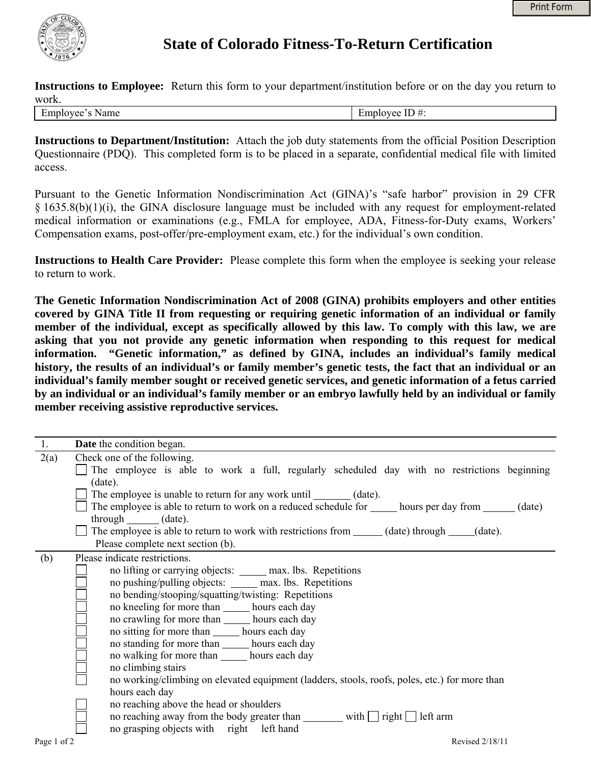# State of Colorado Fitness-To-Return Certification

**Instructions to Employee:** Return this form to your department/institution before or on the day you return to work.

| Employee's Name | Employee ID #: |
|---|---|

**Instructions to Department/Institution:** Attach the job duty statements from the official Position Description Questionnaire (PDQ). This completed form is to be placed in a separate, confidential medical file with limited access.

Pursuant to the Genetic Information Nondiscrimination Act (GINA)'s "safe harbor" provision in 29 CFR § 1635.8(b)(1)(i), the GINA disclosure language must be included with any request for employment-related medical information or examinations (e.g., FMLA for employee, ADA, Fitness-for-Duty exams, Workers' Compensation exams, post-offer/pre-employment exam, etc.) for the individual's own condition.

**Instructions to Health Care Provider:** Please complete this form when the employee is seeking your release to return to work.

**The Genetic Information Nondiscrimination Act of 2008 (GINA) prohibits employers and other entities covered by GINA Title II from requesting or requiring genetic information of an individual or family member of the individual, except as specifically allowed by this law. To comply with this law, we are asking that you not provide any genetic information when responding to this request for medical information. "Genetic information," as defined by GINA, includes an individual's family medical history, the results of an individual's or family member's genetic tests, the fact that an individual or an individual's family member sought or received genetic services, and genetic information of a fetus carried by an individual or an individual's family member or an embryo lawfully held by an individual or family member receiving assistive reproductive services.**

1. **Date** the condition began.

2(a) Check one of the following.

- ☐ The employee is able to work a full, regularly scheduled day with no restrictions beginning (date).
- ☐ The employee is unable to return for any work until _______ (date).
- ☐ The employee is able to return to work on a reduced schedule for _____ hours per day from ______ (date) through ______ (date).
- ☐ The employee is able to return to work with restrictions from ______ (date) through _____(date). Please complete next section (b).

(b) Please indicate restrictions.

- ☐ no lifting or carrying objects: _____ max. lbs. Repetitions
- ☐ no pushing/pulling objects: _____ max. lbs. Repetitions
- ☐ no bending/stooping/squatting/twisting: Repetitions
- ☐ no kneeling for more than _____ hours each day
- ☐ no crawling for more than _____ hours each day
- ☐ no sitting for more than _____ hours each day
- ☐ no standing for more than _____ hours each day
- ☐ no walking for more than _____ hours each day
- ☐ no climbing stairs
- ☐ no working/climbing on elevated equipment (ladders, stools, roofs, poles, etc.) for more than hours each day
- ☐ no reaching above the head or shoulders
- ☐ no reaching away from the body greater than _______ with ☐ right ☐ left arm
- ☐ no grasping objects with right left hand

Revised 2/18/11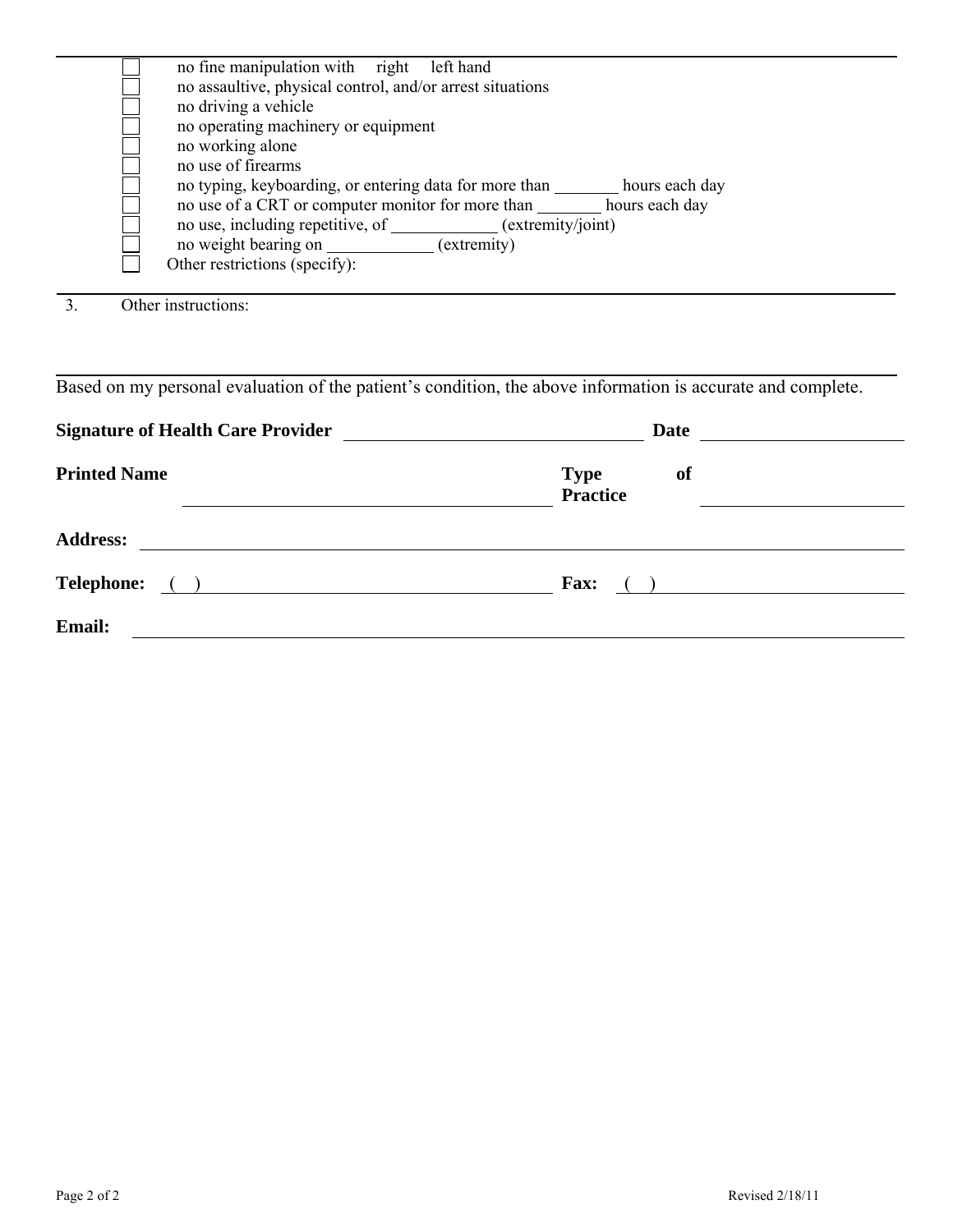- [ ] no fine manipulation with right left hand
- [ ] no assaultive, physical control, and/or arrest situations
- [ ] no driving a vehicle
- [ ] no operating machinery or equipment
- [ ] no working alone
- [ ] no use of firearms
- [ ] no typing, keyboarding, or entering data for more than ________ hours each day
- [ ] no use of a CRT or computer monitor for more than ________ hours each day
- [ ] no use, including repetitive, of ____________ (extremity/joint)
- [ ] no weight bearing on ____________ (extremity)
- [ ] Other restrictions (specify):

3. Other instructions:

Based on my personal evaluation of the patient's condition, the above information is accurate and complete.

**Signature of Health Care Provider** ______________________________ **Date** ____________________

**Printed Name** ______________________________ **Type of Practice** ____________________

**Address:** ____________________________________________________________

**Telephone:** ( ) ______________________________ **Fax:** ( ) ____________________

**Email:** ____________________________________________________________

Revised 2/18/11